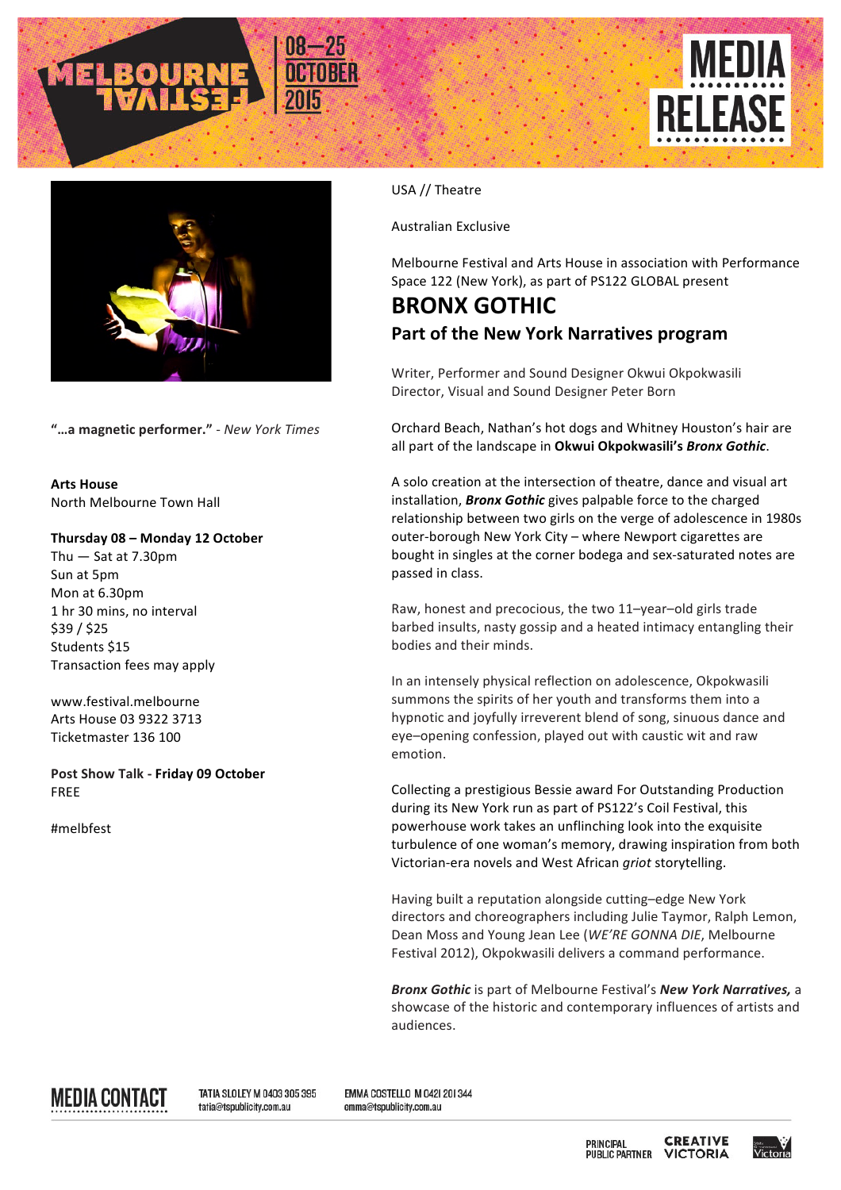MELBOURNE FESTIVAL 08–25 OCTOBER 2015

MEDIA RELEASE

USA // Theatre

Australian Exclusive

Melbourne Festival and Arts House in association with Performance Space 122 (New York), as part of PS122 GLOBAL present

# BRONX GOTHIC

## Part of the New York Narratives program

Writer, Performer and Sound Designer Okwui Okpokwasili
Director, Visual and Sound Designer Peter Born

Orchard Beach, Nathan's hot dogs and Whitney Houston's hair are all part of the landscape in **Okwui Okpokwasili's *Bronx Gothic***.

A solo creation at the intersection of theatre, dance and visual art installation, ***Bronx Gothic*** gives palpable force to the charged relationship between two girls on the verge of adolescence in 1980s outer-borough New York City – where Newport cigarettes are bought in singles at the corner bodega and sex-saturated notes are passed in class.

Raw, honest and precocious, the two 11–year–old girls trade barbed insults, nasty gossip and a heated intimacy entangling their bodies and their minds.

In an intensely physical reflection on adolescence, Okpokwasili summons the spirits of her youth and transforms them into a hypnotic and joyfully irreverent blend of song, sinuous dance and eye–opening confession, played out with caustic wit and raw emotion.

Collecting a prestigious Bessie award For Outstanding Production during its New York run as part of PS122's Coil Festival, this powerhouse work takes an unflinching look into the exquisite turbulence of one woman's memory, drawing inspiration from both Victorian-era novels and West African *griot* storytelling.

Having built a reputation alongside cutting–edge New York directors and choreographers including Julie Taymor, Ralph Lemon, Dean Moss and Young Jean Lee (*WE'RE GONNA DIE*, Melbourne Festival 2012), Okpokwasili delivers a command performance.

***Bronx Gothic*** is part of Melbourne Festival's ***New York Narratives,*** a showcase of the historic and contemporary influences of artists and audiences.

**"…a magnetic performer."** - *New York Times*

**Arts House**
North Melbourne Town Hall

**Thursday 08 – Monday 12 October**
Thu — Sat at 7.30pm
Sun at 5pm
Mon at 6.30pm
1 hr 30 mins, no interval
$39 / $25
Students $15
Transaction fees may apply

www.festival.melbourne
Arts House 03 9322 3713
Ticketmaster 136 100

**Post Show Talk - Friday 09 October**
FREE

#melbfest

**MEDIA CONTACT**

TATIA SLOLEY M 0403 305 395
tatia@tspublicity.com.au

EMMA COSTELLO M 0421 201 344
emma@tspublicity.com.au

PRINCIPAL PUBLIC PARTNER CREATIVE VICTORIA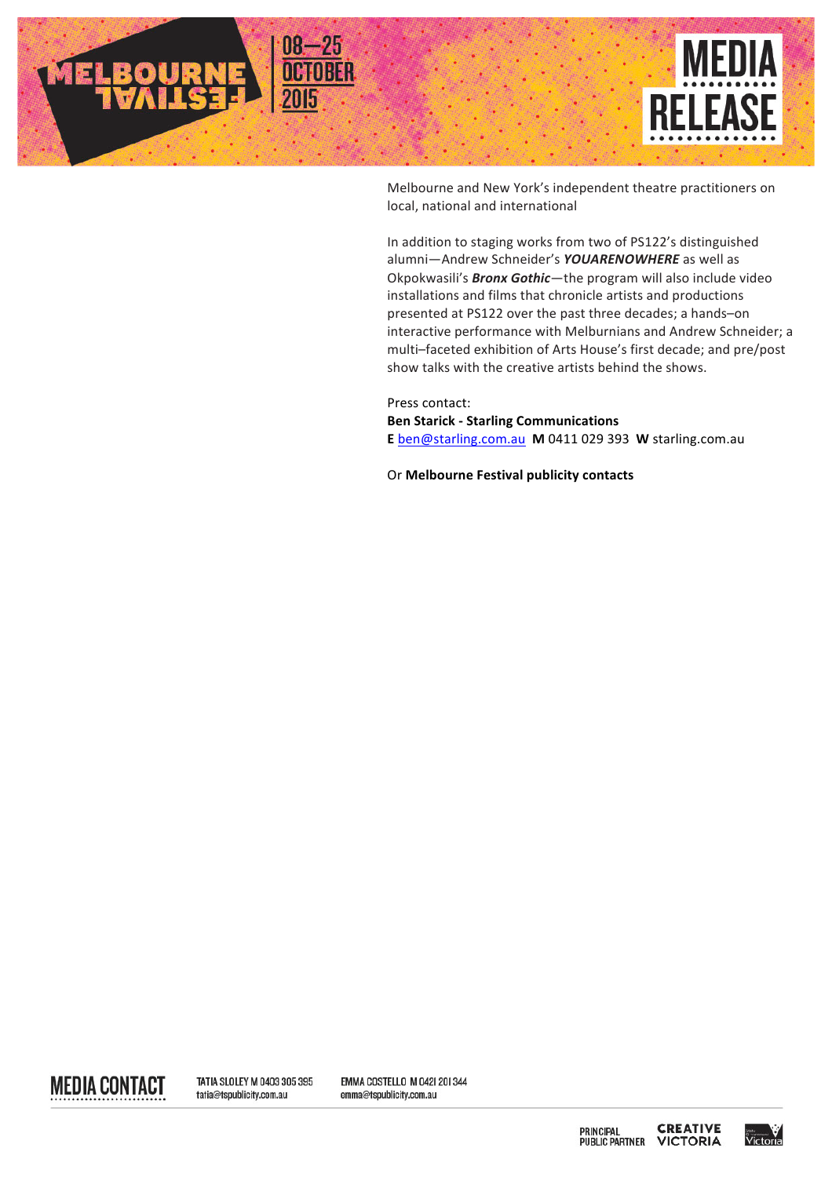Melbourne and New York's independent theatre practitioners on local, national and international

In addition to staging works from two of PS122's distinguished alumni—Andrew Schneider's ***YOUARENOWHERE*** as well as Okpokwasili's ***Bronx Gothic***—the program will also include video installations and films that chronicle artists and productions presented at PS122 over the past three decades; a hands–on interactive performance with Melburnians and Andrew Schneider; a multi–faceted exhibition of Arts House's first decade; and pre/post show talks with the creative artists behind the shows.

Press contact:
**Ben Starick - Starling Communications**
**E** ben@starling.com.au **M** 0411 029 393 **W** starling.com.au

Or **Melbourne Festival publicity contacts**

**MEDIA CONTACT**

TATIA SLOLEY M 0403 305 395
tatia@tspublicity.com.au

EMMA COSTELLO M 0421 201 344
emma@tspublicity.com.au

PRINCIPAL PUBLIC PARTNER CREATIVE VICTORIA